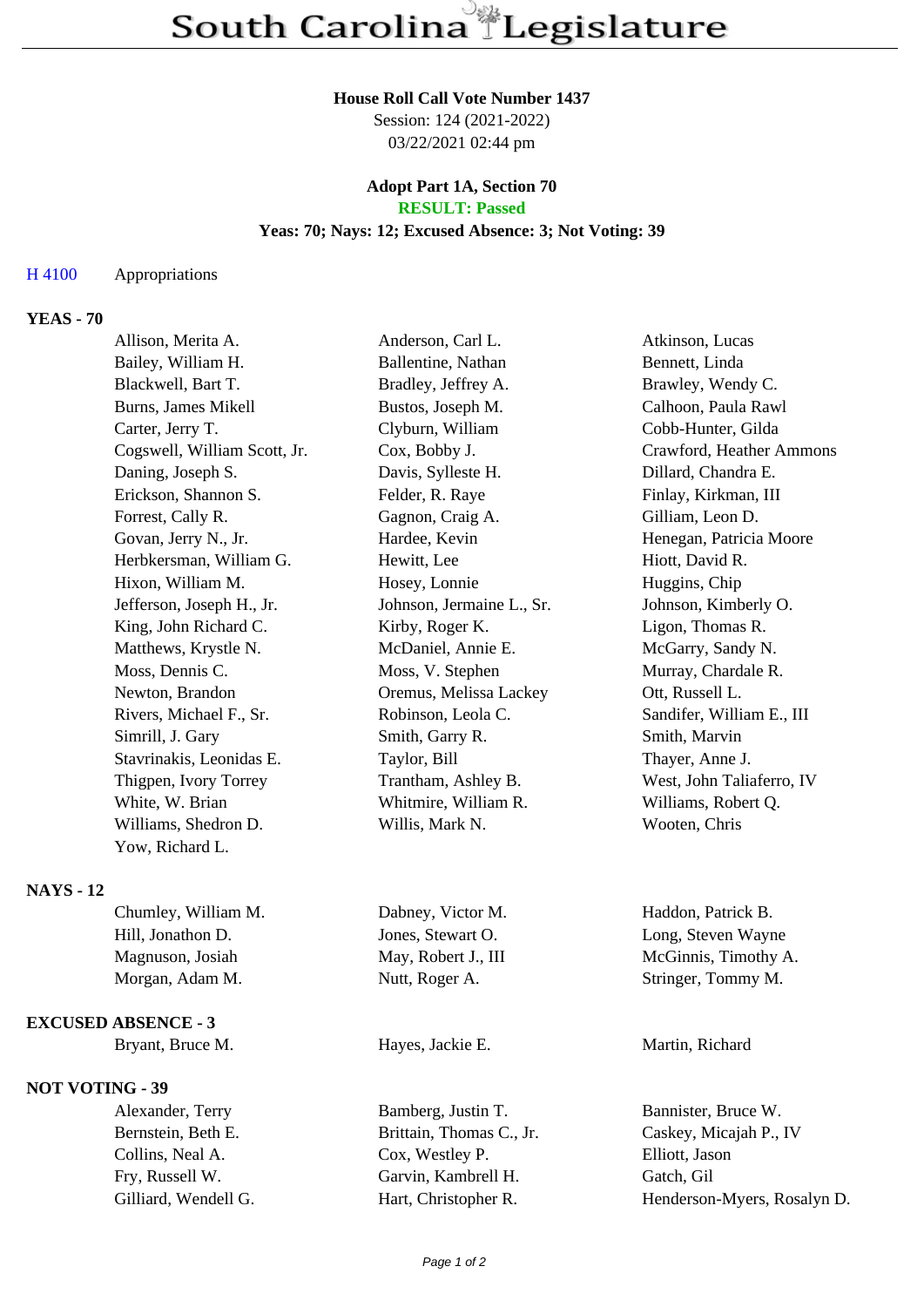# South Carolina Legislature

**House Roll Call Vote Number 1437**
Session: 124 (2021-2022)
03/22/2021 02:44 pm

**Adopt Part 1A, Section 70**
**RESULT: Passed**
**Yeas: 70; Nays: 12; Excused Absence: 3; Not Voting: 39**

H 4100 Appropriations

**YEAS - 70**

| | | |
|---|---|---|
| Allison, Merita A. | Anderson, Carl L. | Atkinson, Lucas |
| Bailey, William H. | Ballentine, Nathan | Bennett, Linda |
| Blackwell, Bart T. | Bradley, Jeffrey A. | Brawley, Wendy C. |
| Burns, James Mikell | Bustos, Joseph M. | Calhoon, Paula Rawl |
| Carter, Jerry T. | Clyburn, William | Cobb-Hunter, Gilda |
| Cogswell, William Scott, Jr. | Cox, Bobby J. | Crawford, Heather Ammons |
| Daning, Joseph S. | Davis, Sylleste H. | Dillard, Chandra E. |
| Erickson, Shannon S. | Felder, R. Raye | Finlay, Kirkman, III |
| Forrest, Cally R. | Gagnon, Craig A. | Gilliam, Leon D. |
| Govan, Jerry N., Jr. | Hardee, Kevin | Henegan, Patricia Moore |
| Herbkersman, William G. | Hewitt, Lee | Hiott, David R. |
| Hixon, William M. | Hosey, Lonnie | Huggins, Chip |
| Jefferson, Joseph H., Jr. | Johnson, Jermaine L., Sr. | Johnson, Kimberly O. |
| King, John Richard C. | Kirby, Roger K. | Ligon, Thomas R. |
| Matthews, Krystle N. | McDaniel, Annie E. | McGarry, Sandy N. |
| Moss, Dennis C. | Moss, V. Stephen | Murray, Chardale R. |
| Newton, Brandon | Oremus, Melissa Lackey | Ott, Russell L. |
| Rivers, Michael F., Sr. | Robinson, Leola C. | Sandifer, William E., III |
| Simrill, J. Gary | Smith, Garry R. | Smith, Marvin |
| Stavrinakis, Leonidas E. | Taylor, Bill | Thayer, Anne J. |
| Thigpen, Ivory Torrey | Trantham, Ashley B. | West, John Taliaferro, IV |
| White, W. Brian | Whitmire, William R. | Williams, Robert Q. |
| Williams, Shedron D. | Willis, Mark N. | Wooten, Chris |
| Yow, Richard L. | | |

**NAYS - 12**

| | | |
|---|---|---|
| Chumley, William M. | Dabney, Victor M. | Haddon, Patrick B. |
| Hill, Jonathon D. | Jones, Stewart O. | Long, Steven Wayne |
| Magnuson, Josiah | May, Robert J., III | McGinnis, Timothy A. |
| Morgan, Adam M. | Nutt, Roger A. | Stringer, Tommy M. |

**EXCUSED ABSENCE - 3**

| | | |
|---|---|---|
| Bryant, Bruce M. | Hayes, Jackie E. | Martin, Richard |

**NOT VOTING - 39**

| | | |
|---|---|---|
| Alexander, Terry | Bamberg, Justin T. | Bannister, Bruce W. |
| Bernstein, Beth E. | Brittain, Thomas C., Jr. | Caskey, Micajah P., IV |
| Collins, Neal A. | Cox, Westley P. | Elliott, Jason |
| Fry, Russell W. | Garvin, Kambrell H. | Gatch, Gil |
| Gilliard, Wendell G. | Hart, Christopher R. | Henderson-Myers, Rosalyn D. |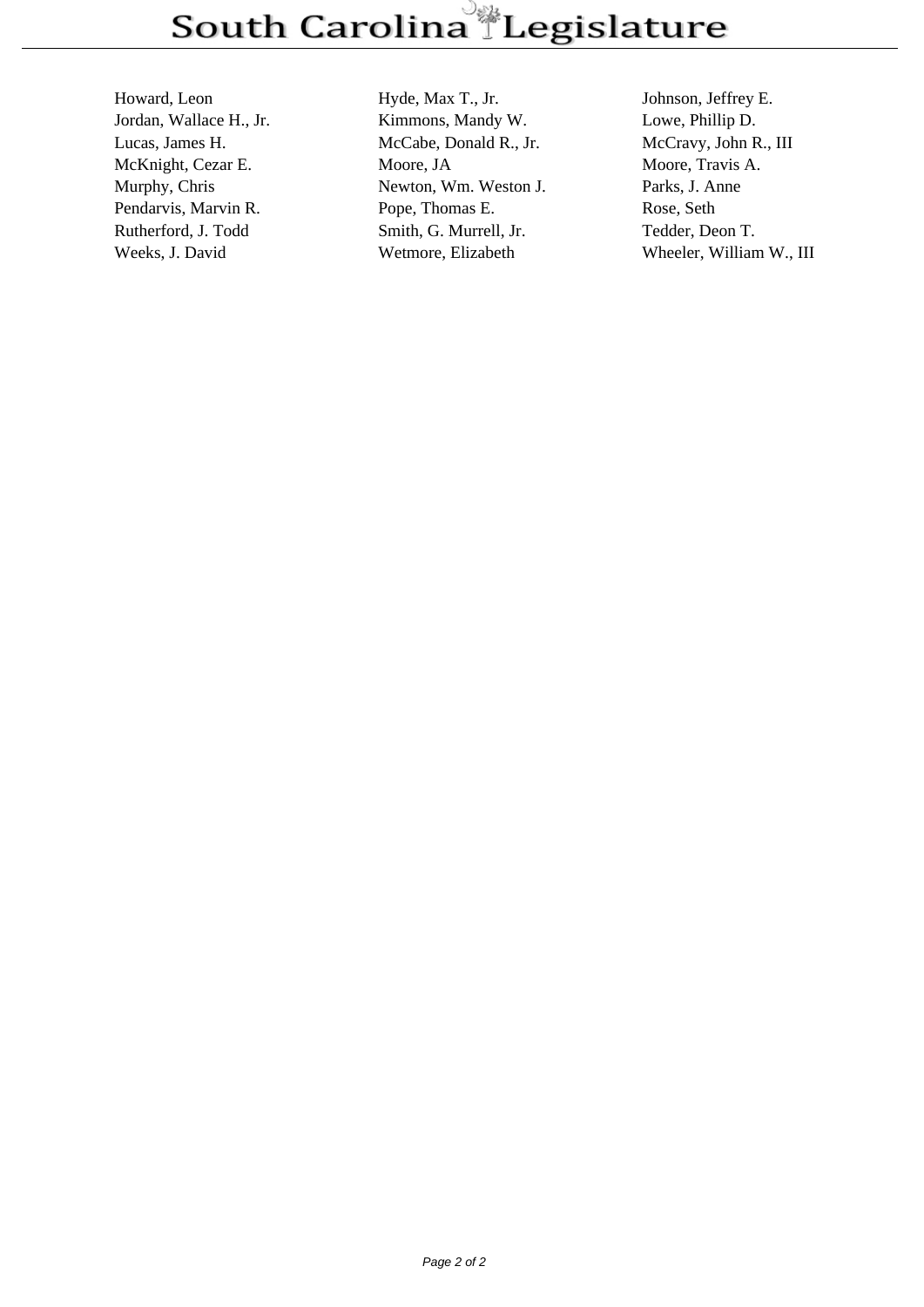Howard, Leon
Hyde, Max T., Jr.
Johnson, Jeffrey E.
Jordan, Wallace H., Jr.
Kimmons, Mandy W.
Lowe, Phillip D.
Lucas, James H.
McCabe, Donald R., Jr.
McCravy, John R., III
McKnight, Cezar E.
Moore, JA
Moore, Travis A.
Murphy, Chris
Newton, Wm. Weston J.
Parks, J. Anne
Pendarvis, Marvin R.
Pope, Thomas E.
Rose, Seth
Rutherford, J. Todd
Smith, G. Murrell, Jr.
Tedder, Deon T.
Weeks, J. David
Wetmore, Elizabeth
Wheeler, William W., III